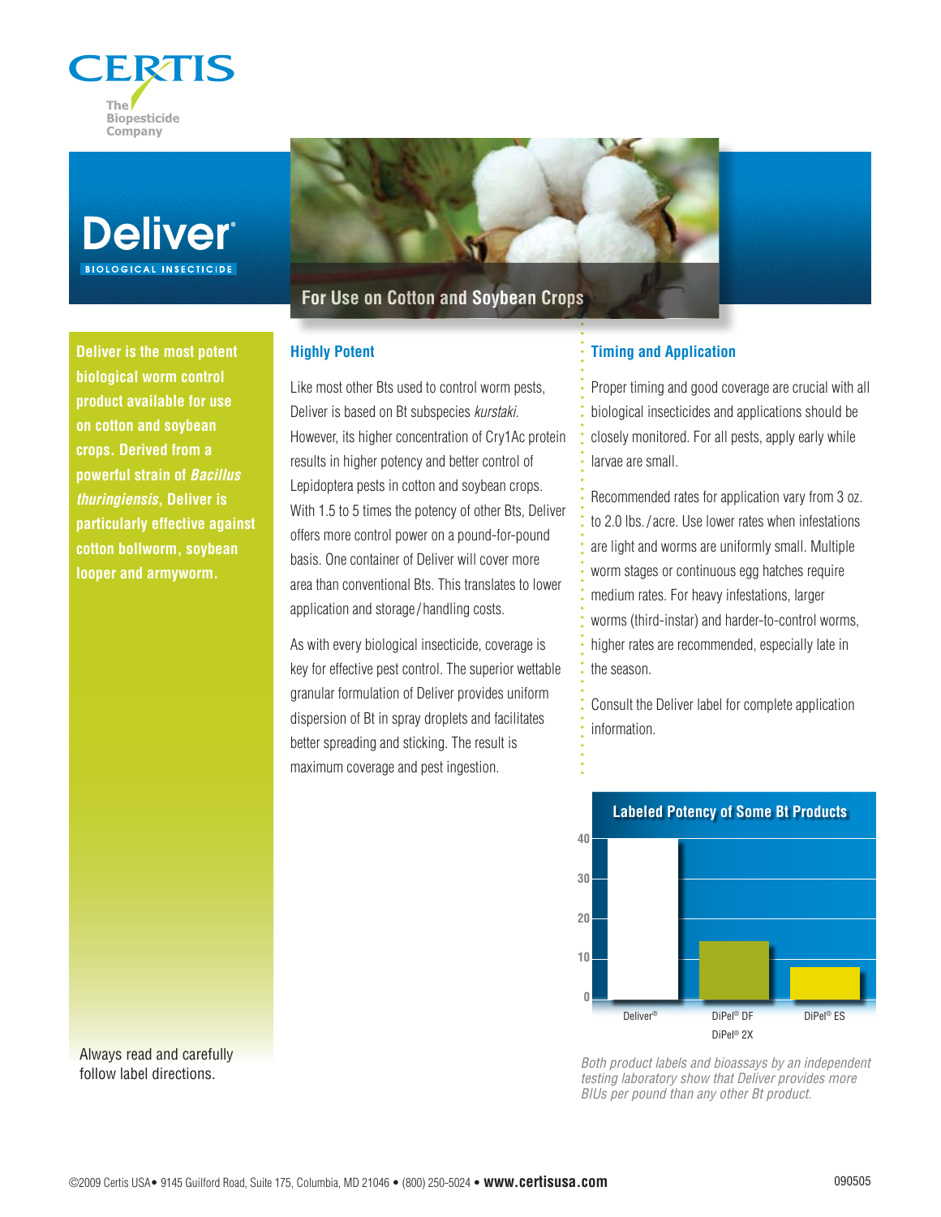CERTIS

The Biopesticide Company

# Deliver®

BIOLOGICAL INSECTICIDE

## For Use on Cotton and Soybean Crops

**Deliver is the most potent biological worm control product available for use on cotton and soybean crops. Derived from a powerful strain of *Bacillus thuringiensis*, Deliver is particularly effective against cotton bollworm, soybean looper and armyworm.**

### Highly Potent

Like most other Bts used to control worm pests, Deliver is based on Bt subspecies *kurstaki*. However, its higher concentration of Cry1Ac protein results in higher potency and better control of Lepidoptera pests in cotton and soybean crops. With 1.5 to 5 times the potency of other Bts, Deliver offers more control power on a pound-for-pound basis. One container of Deliver will cover more area than conventional Bts. This translates to lower application and storage/handling costs.

As with every biological insecticide, coverage is key for effective pest control. The superior wettable granular formulation of Deliver provides uniform dispersion of Bt in spray droplets and facilitates better spreading and sticking. The result is maximum coverage and pest ingestion.

### Timing and Application

Proper timing and good coverage are crucial with all biological insecticides and applications should be closely monitored. For all pests, apply early while larvae are small.

Recommended rates for application vary from 3 oz. to 2.0 lbs./acre. Use lower rates when infestations are light and worms are uniformly small. Multiple worm stages or continuous egg hatches require medium rates. For heavy infestations, larger worms (third-instar) and harder-to-control worms, higher rates are recommended, especially late in the season.

Consult the Deliver label for complete application information.

**Labeled Potency of Some Bt Products**

| Product | Labeled Potency (approx.) |
|---|---|
| Deliver® | 40 |
| DiPel® DF / DiPel® 2X | 14.5 |
| DiPel® ES | 8 |

*Both product labels and bioassays by an independent testing laboratory show that Deliver provides more BIUs per pound than any other Bt product.*

Always read and carefully follow label directions.

©2009 Certis USA • 9145 Guilford Road, Suite 175, Columbia, MD 21046 • (800) 250-5024 • **www.certisusa.com**

090505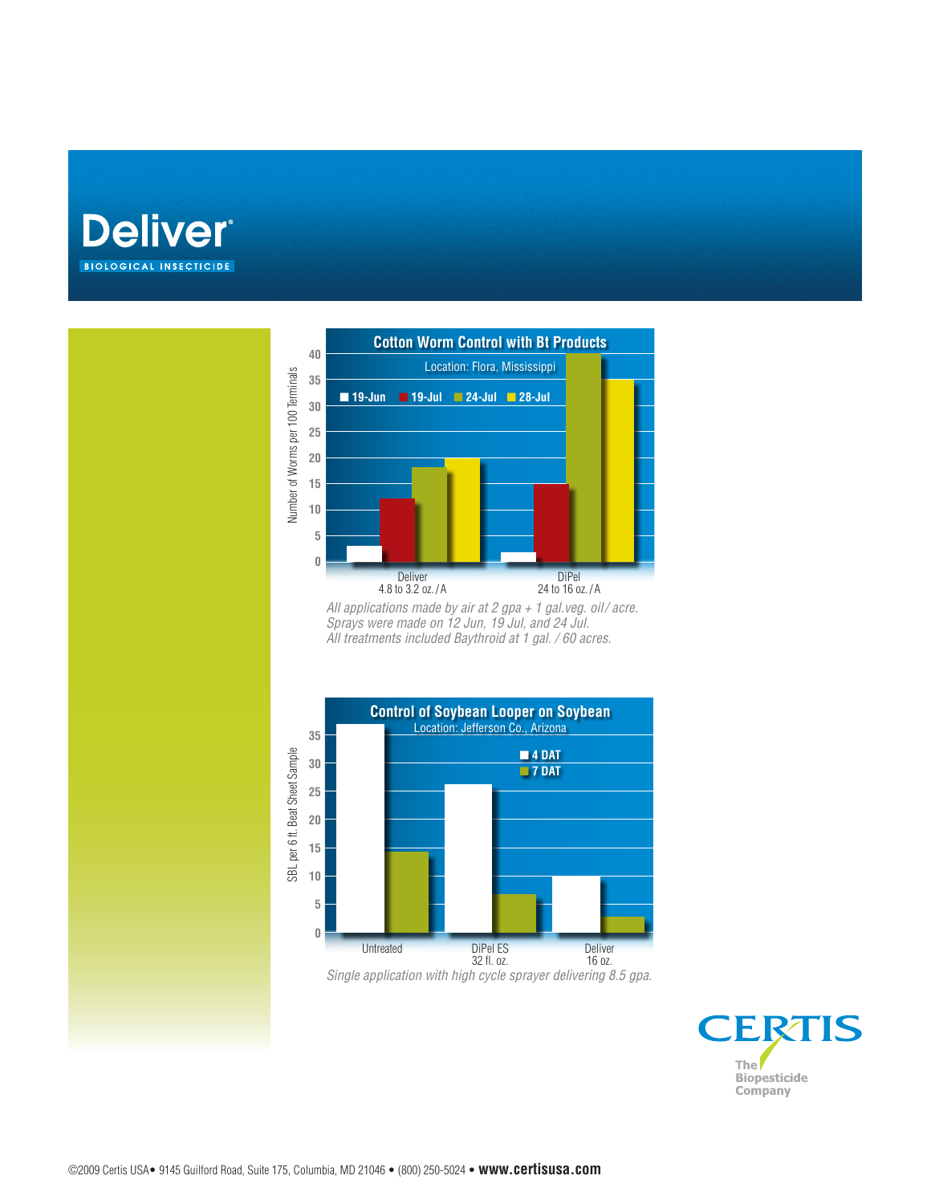# Deliver®

BIOLOGICAL INSECTICIDE

## Cotton Worm Control with Bt Products

Location: Flora, Mississippi

19-Jun 19-Jul 24-Jul 28-Jul

Number of Worms per 100 Terminals

40
35
30
25
20
15
10
5
0

Deliver
4.8 to 3.2 oz./A

DiPel
24 to 16 oz./A

*All applications made by air at 2 gpa + 1 gal.veg. oil/acre.*
*Sprays were made on 12 Jun, 19 Jul, and 24 Jul.*
*All treatments included Baythroid at 1 gal./60 acres.*

## Control of Soybean Looper on Soybean

Location: Jefferson Co., Arizona

4 DAT
7 DAT

SBL per 6 ft. Beat Sheet Sample

35
30
25
20
15
10
5
0

Untreated

DiPel ES
32 fl. oz.

Deliver
16 oz.

*Single application with high cycle sprayer delivering 8.5 gpa.*

CERTIS
The Biopesticide Company

©2009 Certis USA• 9145 Guilford Road, Suite 175, Columbia, MD 21046 • (800) 250-5024 • **www.certisusa.com**